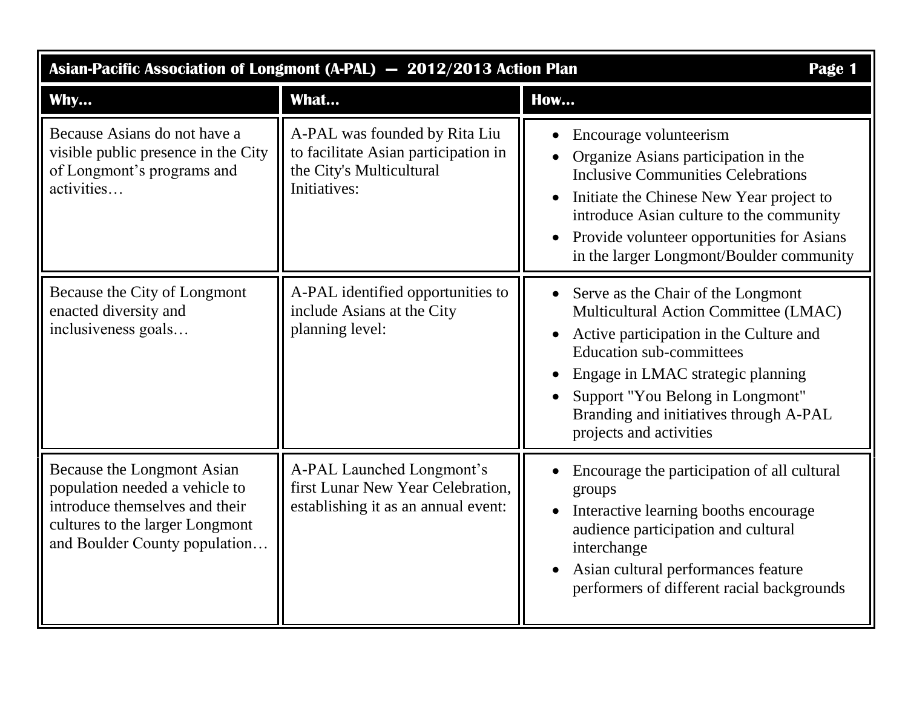# Asian-Pacific Association of Longmont (A-PAL) — 2012/2013 Action Plan

| Why... | What... | How... |
| --- | --- | --- |
| Because Asians do not have a visible public presence in the City of Longmont's programs and activities… | A-PAL was founded by Rita Liu to facilitate Asian participation in the City's Multicultural Initiatives: | • Encourage volunteerism<br>• Organize Asians participation in the Inclusive Communities Celebrations<br>• Initiate the Chinese New Year project to introduce Asian culture to the community<br>• Provide volunteer opportunities for Asians in the larger Longmont/Boulder community |
| Because the City of Longmont enacted diversity and inclusiveness goals… | A-PAL identified opportunities to include Asians at the City planning level: | • Serve as the Chair of the Longmont Multicultural Action Committee (LMAC)<br>• Active participation in the Culture and Education sub-committees<br>• Engage in LMAC strategic planning<br>• Support "You Belong in Longmont" Branding and initiatives through A-PAL projects and activities |
| Because the Longmont Asian population needed a vehicle to introduce themselves and their cultures to the larger Longmont and Boulder County population… | A-PAL Launched Longmont's first Lunar New Year Celebration, establishing it as an annual event: | • Encourage the participation of all cultural groups<br>• Interactive learning booths encourage audience participation and cultural interchange<br>• Asian cultural performances feature performers of different racial backgrounds |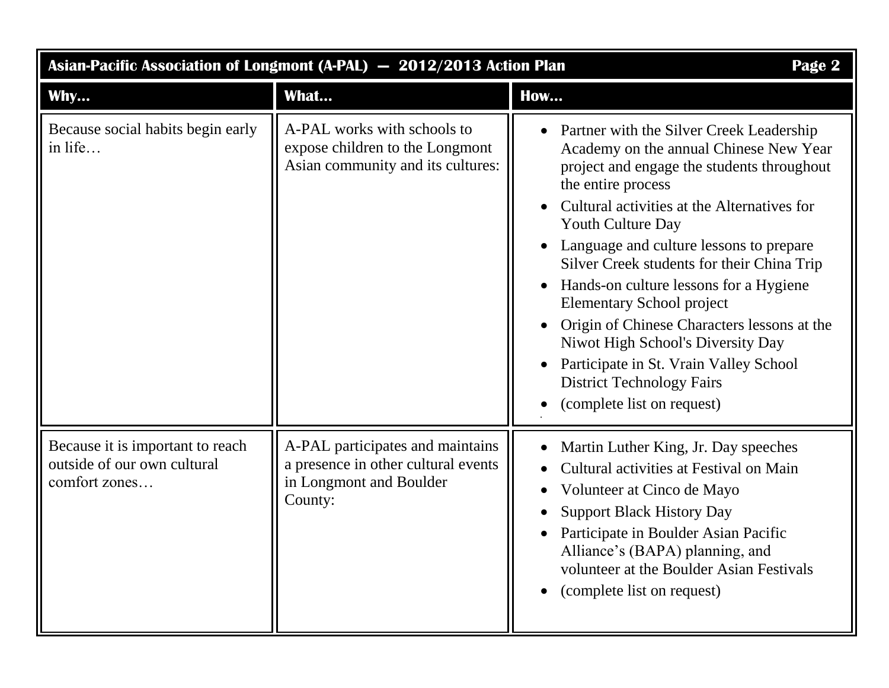| Why… | What… | How… |
|---|---|---|
| Because social habits begin early in life… | A-PAL works with schools to expose children to the Longmont Asian community and its cultures: | • Partner with the Silver Creek Leadership Academy on the annual Chinese New Year project and engage the students throughout the entire process<br>• Cultural activities at the Alternatives for Youth Culture Day<br>• Language and culture lessons to prepare Silver Creek students for their China Trip<br>• Hands-on culture lessons for a Hygiene Elementary School project<br>• Origin of Chinese Characters lessons at the Niwot High School's Diversity Day<br>• Participate in St. Vrain Valley School District Technology Fairs<br>• (complete list on request) |
| Because it is important to reach outside of our own cultural comfort zones… | A-PAL participates and maintains a presence in other cultural events in Longmont and Boulder County: | • Martin Luther King, Jr. Day speeches<br>• Cultural activities at Festival on Main<br>• Volunteer at Cinco de Mayo<br>• Support Black History Day<br>• Participate in Boulder Asian Pacific Alliance's (BAPA) planning, and volunteer at the Boulder Asian Festivals<br>• (complete list on request) |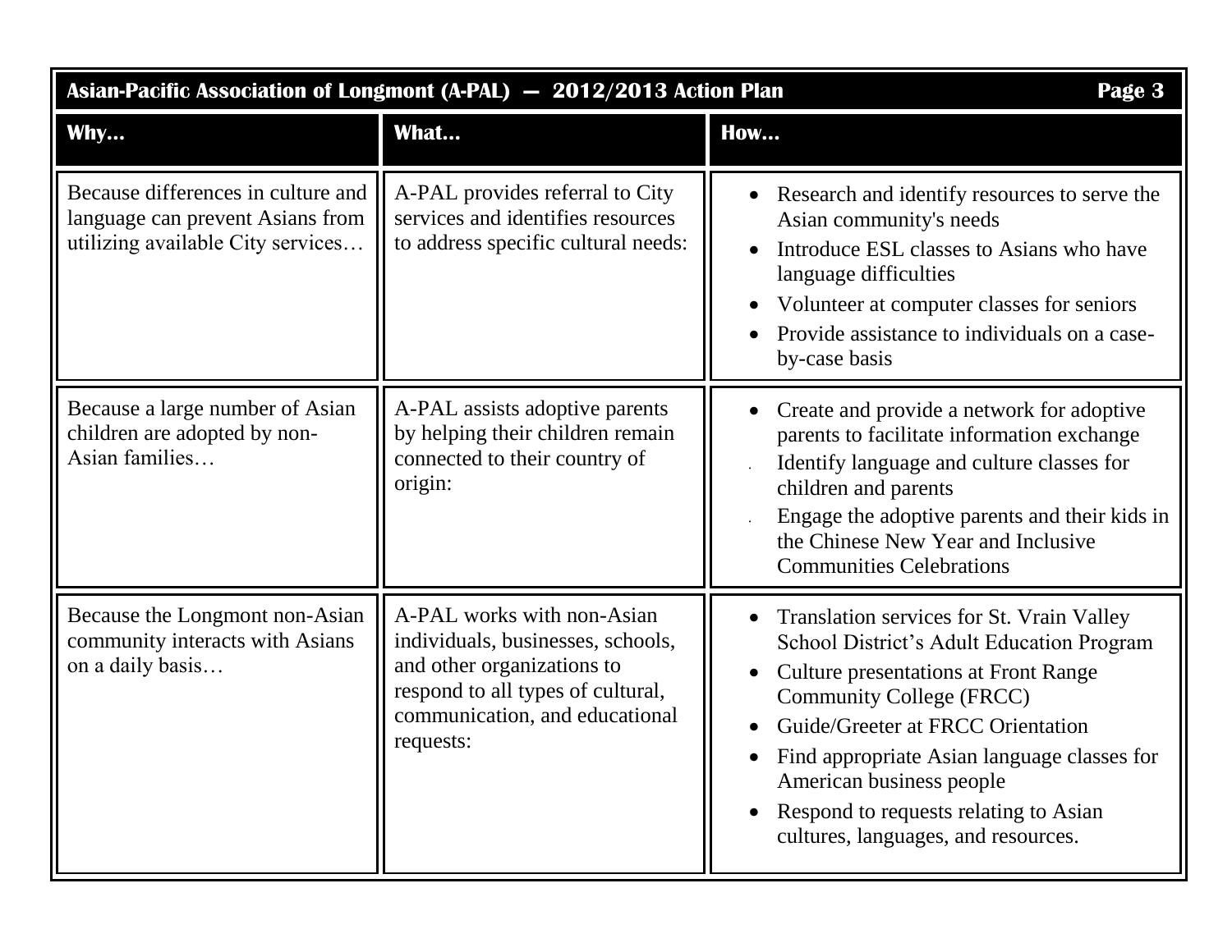| Asian-Pacific Association of Longmont (A-PAL) — 2012/2013 Action Plan | | |
|---|---|---|
| **Why…** | **What…** | **How…** |
| Because differences in culture and language can prevent Asians from utilizing available City services… | A-PAL provides referral to City services and identifies resources to address specific cultural needs: | • Research and identify resources to serve the Asian community's needs<br>• Introduce ESL classes to Asians who have language difficulties<br>• Volunteer at computer classes for seniors<br>• Provide assistance to individuals on a case-by-case basis |
| Because a large number of Asian children are adopted by non-Asian families… | A-PAL assists adoptive parents by helping their children remain connected to their country of origin: | • Create and provide a network for adoptive parents to facilitate information exchange<br>• Identify language and culture classes for children and parents<br>• Engage the adoptive parents and their kids in the Chinese New Year and Inclusive Communities Celebrations |
| Because the Longmont non-Asian community interacts with Asians on a daily basis… | A-PAL works with non-Asian individuals, businesses, schools, and other organizations to respond to all types of cultural, communication, and educational requests: | • Translation services for St. Vrain Valley School District's Adult Education Program<br>• Culture presentations at Front Range Community College (FRCC)<br>• Guide/Greeter at FRCC Orientation<br>• Find appropriate Asian language classes for American business people<br>• Respond to requests relating to Asian cultures, languages, and resources. |